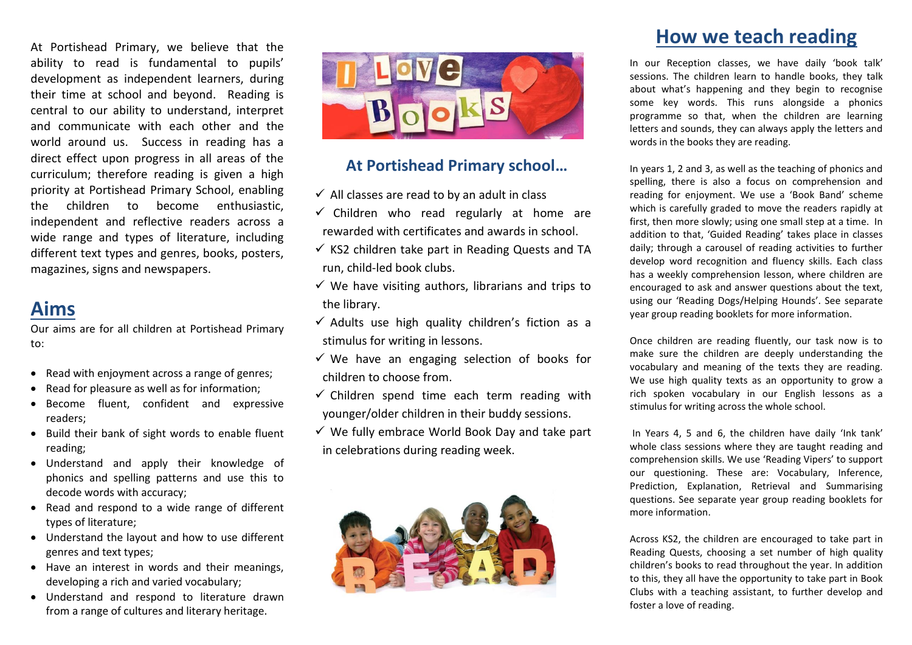At Portishead Primary, we believe that the ability to read is fundamental to pupils' development as independent learners, during their time at school and beyond. Reading is central to our ability to understand, interpret and communicate with each other and the world around us. Success in reading has a direct effect upon progress in all areas of the curriculum; therefore reading is given a high priority at Portishead Primary School, enabling the children to become enthusiastic, independent and reflective readers across a wide range and types of literature, including different text types and genres, books, posters, magazines, signs and newspapers.

## Aims

Our aims are for all children at Portishead Primary to:

- Read with enjoyment across a range of genres;
- Read for pleasure as well as for information;
- Become fluent, confident and expressive readers;
- Build their bank of sight words to enable fluent reading;
- Understand and apply their knowledge of phonics and spelling patterns and use this to decode words with accuracy;
- Read and respond to a wide range of different types of literature;
- Understand the layout and how to use different genres and text types;
- Have an interest in words and their meanings, developing a rich and varied vocabulary;
- Understand and respond to literature drawn from a range of cultures and literary heritage.

### At Portishead Primary school…

- ✓ All classes are read to by an adult in class
- ✓ Children who read regularly at home are rewarded with certificates and awards in school.
- ✓ KS2 children take part in Reading Quests and TA run, child-led book clubs.
- ✓ We have visiting authors, librarians and trips to the library.
- ✓ Adults use high quality children's fiction as a stimulus for writing in lessons.
- ✓ We have an engaging selection of books for children to choose from.
- ✓ Children spend time each term reading with younger/older children in their buddy sessions.
- ✓ We fully embrace World Book Day and take part in celebrations during reading week.

## How we teach reading

In our Reception classes, we have daily 'book talk' sessions. The children learn to handle books, they talk about what's happening and they begin to recognise some key words. This runs alongside a phonics programme so that, when the children are learning letters and sounds, they can always apply the letters and words in the books they are reading.

In years 1, 2 and 3, as well as the teaching of phonics and spelling, there is also a focus on comprehension and reading for enjoyment. We use a 'Book Band' scheme which is carefully graded to move the readers rapidly at first, then more slowly; using one small step at a time. In addition to that, 'Guided Reading' takes place in classes daily; through a carousel of reading activities to further develop word recognition and fluency skills. Each class has a weekly comprehension lesson, where children are encouraged to ask and answer questions about the text, using our 'Reading Dogs/Helping Hounds'. See separate year group reading booklets for more information.

Once children are reading fluently, our task now is to make sure the children are deeply understanding the vocabulary and meaning of the texts they are reading. We use high quality texts as an opportunity to grow a rich spoken vocabulary in our English lessons as a stimulus for writing across the whole school.

In Years 4, 5 and 6, the children have daily 'Ink tank' whole class sessions where they are taught reading and comprehension skills. We use 'Reading Vipers' to support our questioning. These are: Vocabulary, Inference, Prediction, Explanation, Retrieval and Summarising questions. See separate year group reading booklets for more information.

Across KS2, the children are encouraged to take part in Reading Quests, choosing a set number of high quality children's books to read throughout the year. In addition to this, they all have the opportunity to take part in Book Clubs with a teaching assistant, to further develop and foster a love of reading.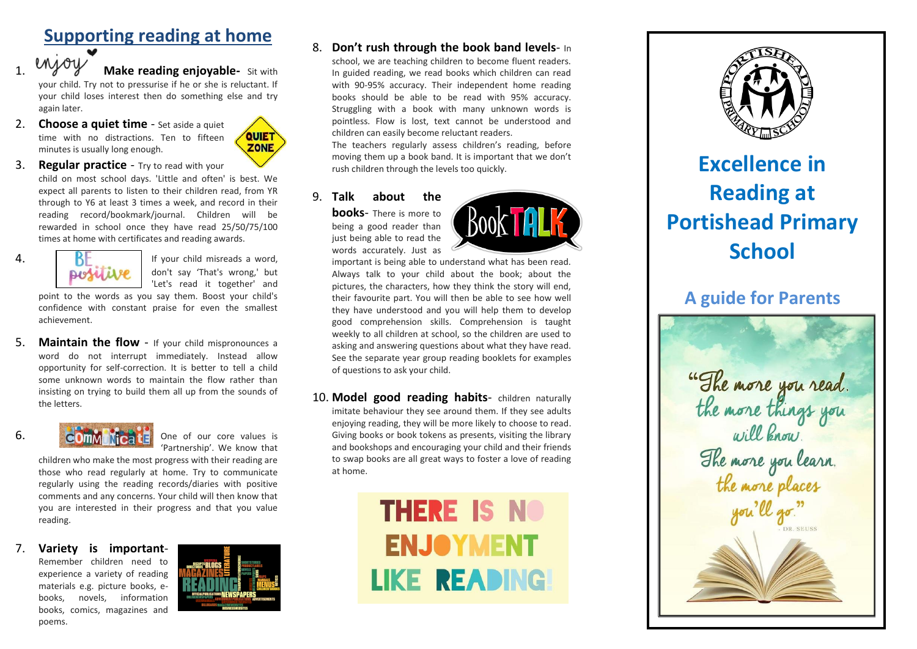# Supporting reading at home

1. **Make reading enjoyable-** Sit with your child. Try not to pressurise if he or she is reluctant. If your child loses interest then do something else and try again later.

2. **Choose a quiet time** - Set aside a quiet time with no distractions. Ten to fifteen minutes is usually long enough.

3. **Regular practice** - Try to read with your child on most school days. 'Little and often' is best. We expect all parents to listen to their children read, from YR through to Y6 at least 3 times a week, and record in their reading record/bookmark/journal. Children will be rewarded in school once they have read 25/50/75/100 times at home with certificates and reading awards.

4. If your child misreads a word, don't say 'That's wrong,' but 'Let's read it together' and point to the words as you say them. Boost your child's confidence with constant praise for even the smallest achievement.

5. **Maintain the flow** - If your child mispronounces a word do not interrupt immediately. Instead allow opportunity for self-correction. It is better to tell a child some unknown words to maintain the flow rather than insisting on trying to build them all up from the sounds of the letters.

6. One of our core values is 'Partnership'. We know that children who make the most progress with their reading are those who read regularly at home. Try to communicate regularly using the reading records/diaries with positive comments and any concerns. Your child will then know that you are interested in their progress and that you value reading.

7. **Variety is important**- Remember children need to experience a variety of reading materials e.g. picture books, e-books, novels, information books, comics, magazines and poems.

8. **Don't rush through the book band levels**- In school, we are teaching children to become fluent readers. In guided reading, we read books which children can read with 90-95% accuracy. Their independent home reading books should be able to be read with 95% accuracy. Struggling with a book with many unknown words is pointless. Flow is lost, text cannot be understood and children can easily become reluctant readers.
   The teachers regularly assess children's reading, before moving them up a book band. It is important that we don't rush children through the levels too quickly.

9. **Talk about the books**- There is more to being a good reader than just being able to read the words accurately. Just as important is being able to understand what has been read. Always talk to your child about the book; about the pictures, the characters, how they think the story will end, their favourite part. You will then be able to see how well they have understood and you will help them to develop good comprehension skills. Comprehension is taught weekly to all children at school, so the children are used to asking and answering questions about what they have read. See the separate year group reading booklets for examples of questions to ask your child.

10. **Model good reading habits**- children naturally imitate behaviour they see around them. If they see adults enjoying reading, they will be more likely to choose to read. Giving books or book tokens as presents, visiting the library and bookshops and encouraging your child and their friends to swap books are all great ways to foster a love of reading at home.

THERE IS NO ENJOYMENT LIKE READING!

# Excellence in Reading at Portishead Primary School

## A guide for Parents

"The more you read, the more things you will know. The more you learn, the more places you'll go." - DR. SEUSS